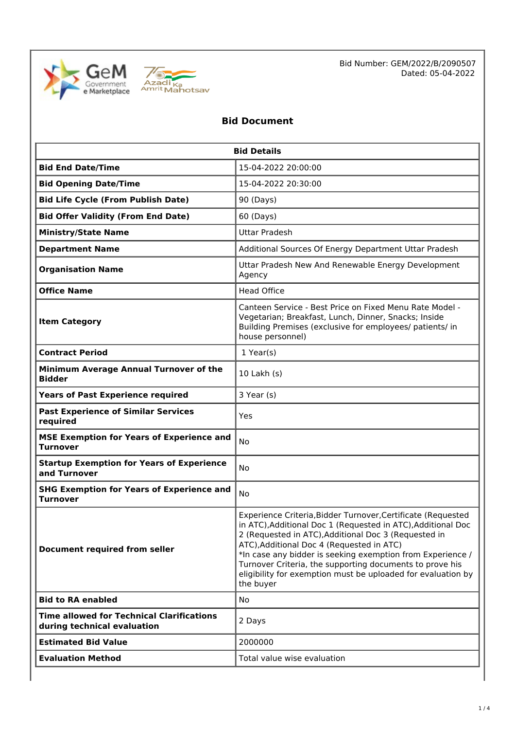Bid Number: GEM/2022/B/2090507
Dated: 05-04-2022

# Bid Document

| Bid Details | |
|---|---|
| **Bid End Date/Time** | 15-04-2022 20:00:00 |
| **Bid Opening Date/Time** | 15-04-2022 20:30:00 |
| **Bid Life Cycle (From Publish Date)** | 90 (Days) |
| **Bid Offer Validity (From End Date)** | 60 (Days) |
| **Ministry/State Name** | Uttar Pradesh |
| **Department Name** | Additional Sources Of Energy Department Uttar Pradesh |
| **Organisation Name** | Uttar Pradesh New And Renewable Energy Development Agency |
| **Office Name** | Head Office |
| **Item Category** | Canteen Service - Best Price on Fixed Menu Rate Model - Vegetarian; Breakfast, Lunch, Dinner, Snacks; Inside Building Premises (exclusive for employees/ patients/ in house personnel) |
| **Contract Period** | 1 Year(s) |
| **Minimum Average Annual Turnover of the Bidder** | 10 Lakh (s) |
| **Years of Past Experience required** | 3 Year (s) |
| **Past Experience of Similar Services required** | Yes |
| **MSE Exemption for Years of Experience and Turnover** | No |
| **Startup Exemption for Years of Experience and Turnover** | No |
| **SHG Exemption for Years of Experience and Turnover** | No |
| **Document required from seller** | Experience Criteria,Bidder Turnover,Certificate (Requested in ATC),Additional Doc 1 (Requested in ATC),Additional Doc 2 (Requested in ATC),Additional Doc 3 (Requested in ATC),Additional Doc 4 (Requested in ATC)<br>*In case any bidder is seeking exemption from Experience / Turnover Criteria, the supporting documents to prove his eligibility for exemption must be uploaded for evaluation by the buyer |
| **Bid to RA enabled** | No |
| **Time allowed for Technical Clarifications during technical evaluation** | 2 Days |
| **Estimated Bid Value** | 2000000 |
| **Evaluation Method** | Total value wise evaluation |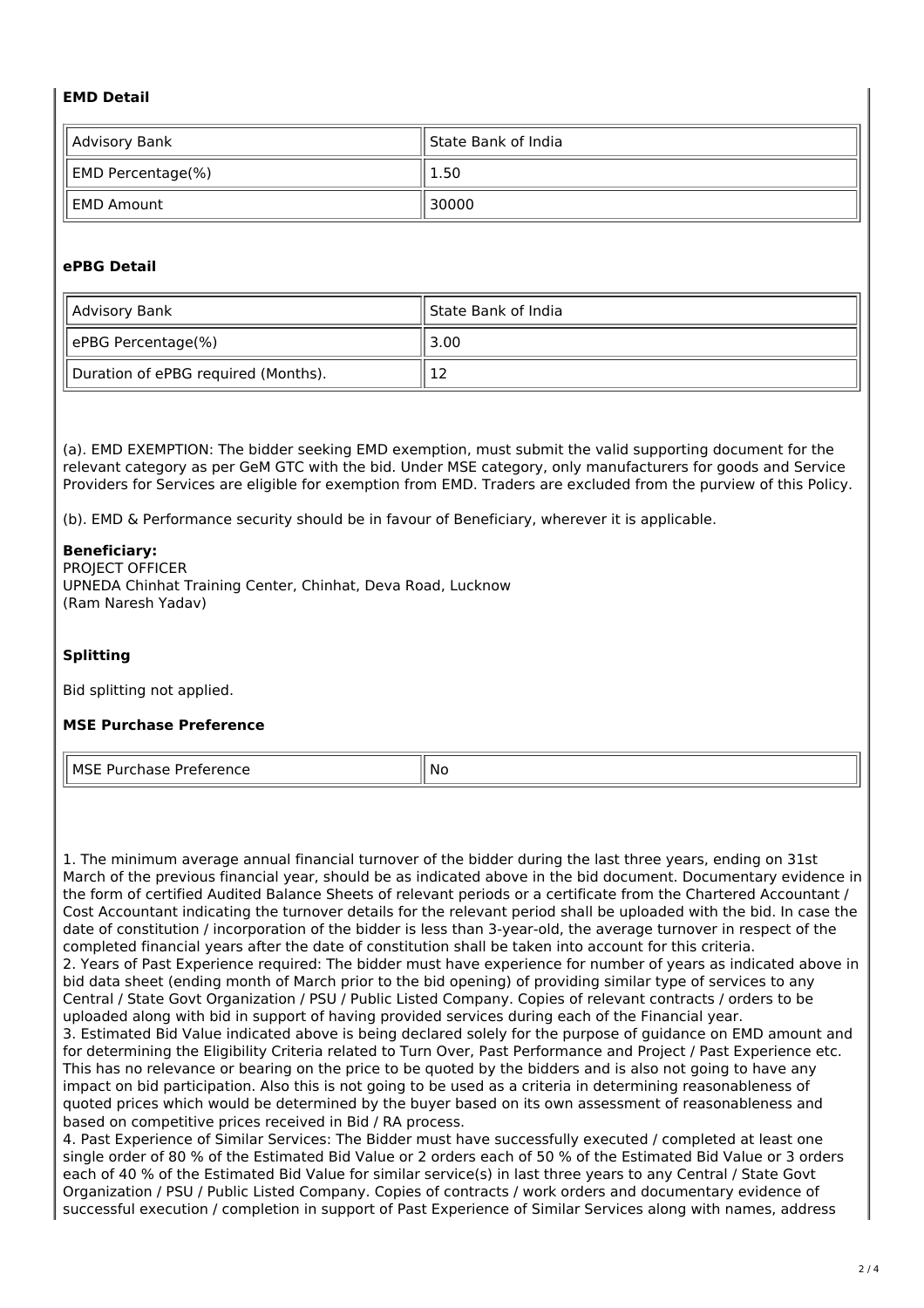### EMD Detail

| Advisory Bank | State Bank of India |
|---|---|
| EMD Percentage(%) | 1.50 |
| EMD Amount | 30000 |

### ePBG Detail

| Advisory Bank | State Bank of India |
|---|---|
| ePBG Percentage(%) | 3.00 |
| Duration of ePBG required (Months). | 12 |

(a). EMD EXEMPTION: The bidder seeking EMD exemption, must submit the valid supporting document for the relevant category as per GeM GTC with the bid. Under MSE category, only manufacturers for goods and Service Providers for Services are eligible for exemption from EMD. Traders are excluded from the purview of this Policy.

(b). EMD & Performance security should be in favour of Beneficiary, wherever it is applicable.

**Beneficiary:**
PROJECT OFFICER
UPNEDA Chinhat Training Center, Chinhat, Deva Road, Lucknow
(Ram Naresh Yadav)

### Splitting

Bid splitting not applied.

### MSE Purchase Preference

| MSE Purchase Preference | No |
|---|---|

1. The minimum average annual financial turnover of the bidder during the last three years, ending on 31st March of the previous financial year, should be as indicated above in the bid document. Documentary evidence in the form of certified Audited Balance Sheets of relevant periods or a certificate from the Chartered Accountant / Cost Accountant indicating the turnover details for the relevant period shall be uploaded with the bid. In case the date of constitution / incorporation of the bidder is less than 3-year-old, the average turnover in respect of the completed financial years after the date of constitution shall be taken into account for this criteria.
2. Years of Past Experience required: The bidder must have experience for number of years as indicated above in bid data sheet (ending month of March prior to the bid opening) of providing similar type of services to any Central / State Govt Organization / PSU / Public Listed Company. Copies of relevant contracts / orders to be uploaded along with bid in support of having provided services during each of the Financial year.
3. Estimated Bid Value indicated above is being declared solely for the purpose of guidance on EMD amount and for determining the Eligibility Criteria related to Turn Over, Past Performance and Project / Past Experience etc. This has no relevance or bearing on the price to be quoted by the bidders and is also not going to have any impact on bid participation. Also this is not going to be used as a criteria in determining reasonableness of quoted prices which would be determined by the buyer based on its own assessment of reasonableness and based on competitive prices received in Bid / RA process.
4. Past Experience of Similar Services: The Bidder must have successfully executed / completed at least one single order of 80 % of the Estimated Bid Value or 2 orders each of 50 % of the Estimated Bid Value or 3 orders each of 40 % of the Estimated Bid Value for similar service(s) in last three years to any Central / State Govt Organization / PSU / Public Listed Company. Copies of contracts / work orders and documentary evidence of successful execution / completion in support of Past Experience of Similar Services along with names, address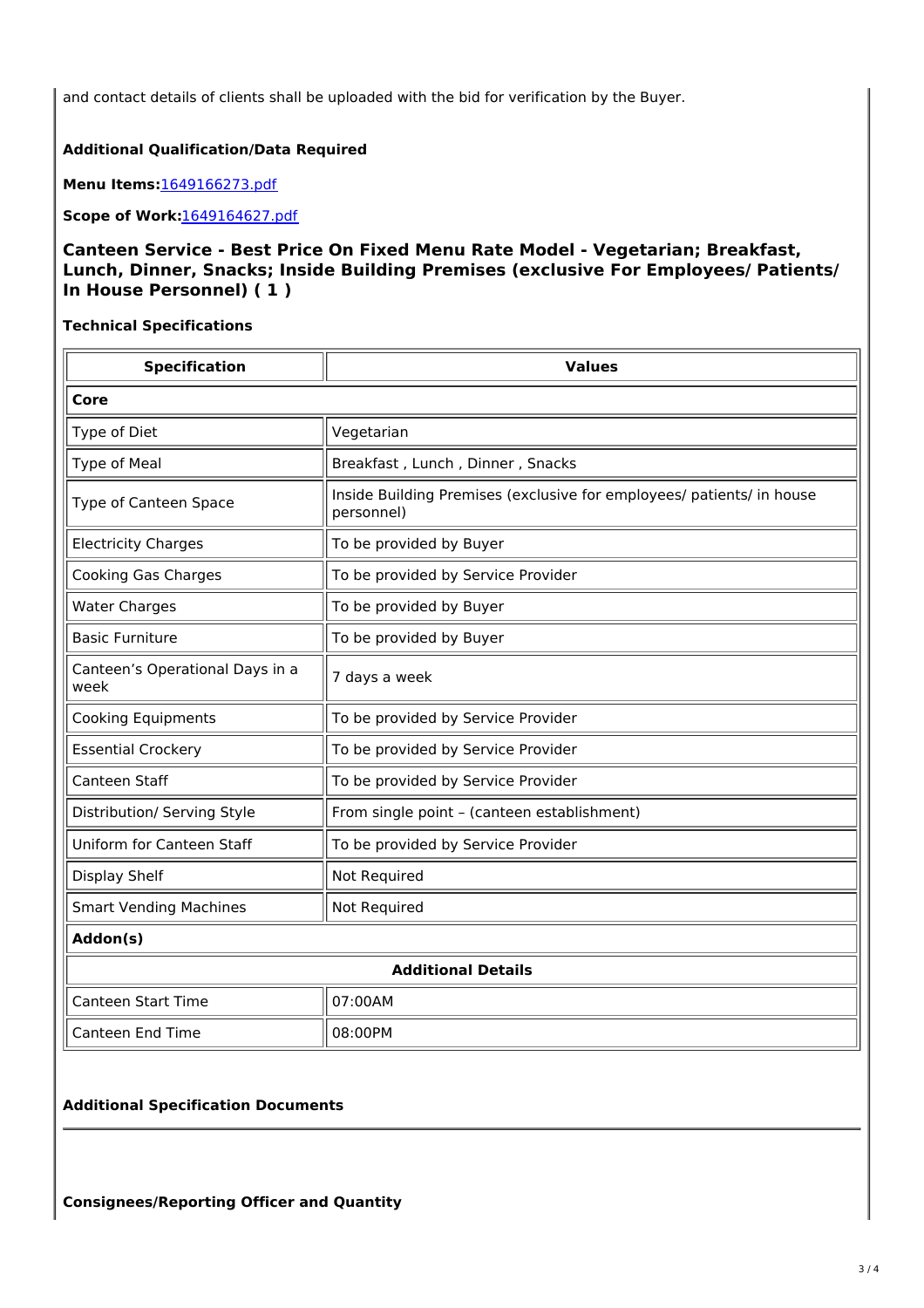and contact details of clients shall be uploaded with the bid for verification by the Buyer.

**Additional Qualification/Data Required**

**Menu Items:**1649166273.pdf

**Scope of Work:**1649164627.pdf

### Canteen Service - Best Price On Fixed Menu Rate Model - Vegetarian; Breakfast, Lunch, Dinner, Snacks; Inside Building Premises (exclusive For Employees/ Patients/ In House Personnel) ( 1 )

**Technical Specifications**

| Specification | Values |
|---|---|
| **Core** | |
| Type of Diet | Vegetarian |
| Type of Meal | Breakfast , Lunch , Dinner , Snacks |
| Type of Canteen Space | Inside Building Premises (exclusive for employees/ patients/ in house personnel) |
| Electricity Charges | To be provided by Buyer |
| Cooking Gas Charges | To be provided by Service Provider |
| Water Charges | To be provided by Buyer |
| Basic Furniture | To be provided by Buyer |
| Canteen's Operational Days in a week | 7 days a week |
| Cooking Equipments | To be provided by Service Provider |
| Essential Crockery | To be provided by Service Provider |
| Canteen Staff | To be provided by Service Provider |
| Distribution/ Serving Style | From single point – (canteen establishment) |
| Uniform for Canteen Staff | To be provided by Service Provider |
| Display Shelf | Not Required |
| Smart Vending Machines | Not Required |
| **Addon(s)** | |
| **Additional Details** | |
| Canteen Start Time | 07:00AM |
| Canteen End Time | 08:00PM |

**Additional Specification Documents**

**Consignees/Reporting Officer and Quantity**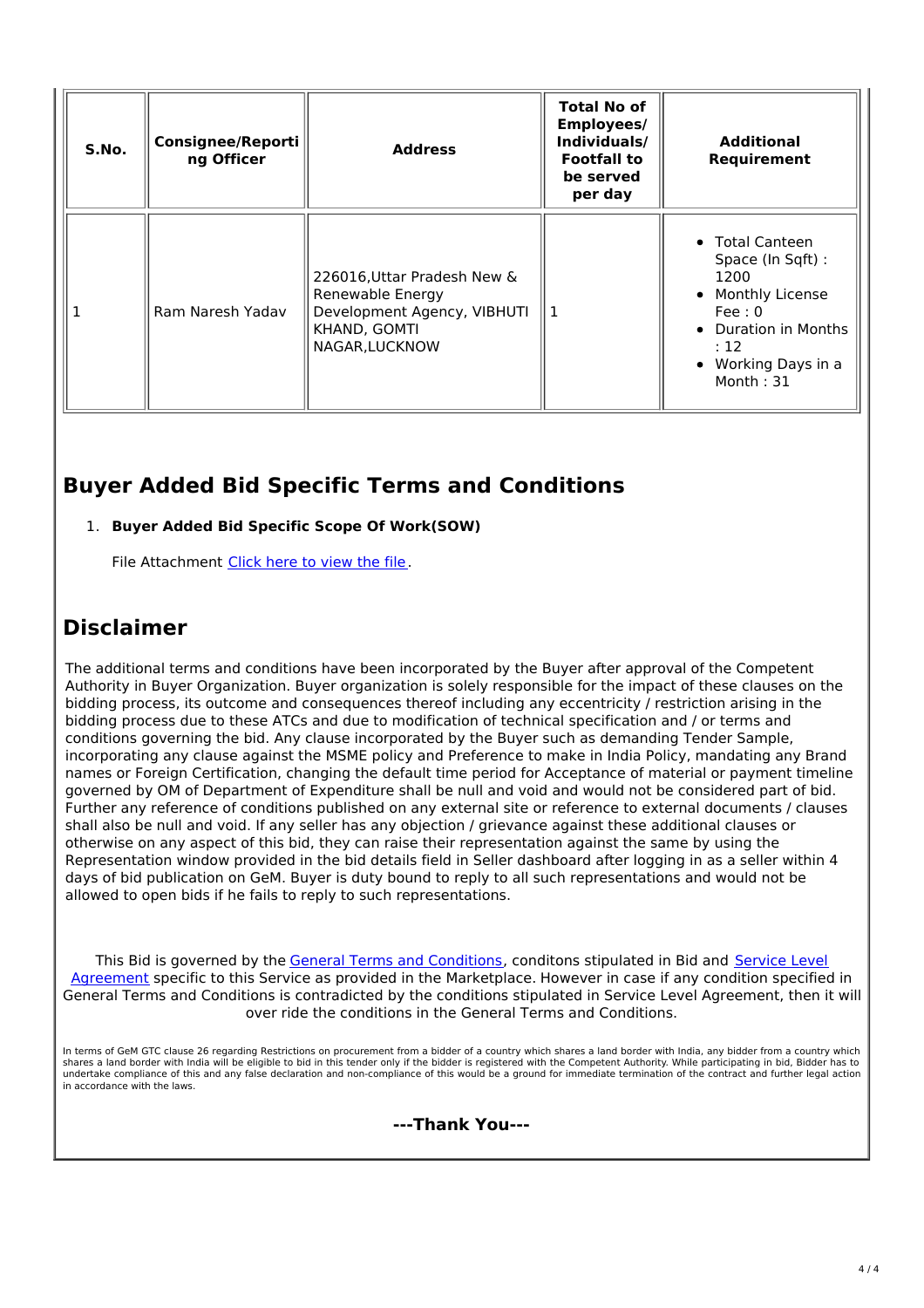| S.No. | Consignee/Reporting Officer | Address | Total No of Employees/ Individuals/ Footfall to be served per day | Additional Requirement |
|---|---|---|---|---|
| 1 | Ram Naresh Yadav | 226016,Uttar Pradesh New & Renewable Energy Development Agency, VIBHUTI KHAND, GOMTI NAGAR,LUCKNOW | 1 | • Total Canteen Space (In Sqft) : 1200<br>• Monthly License Fee : 0<br>• Duration in Months : 12<br>• Working Days in a Month : 31 |

## Buyer Added Bid Specific Terms and Conditions

1. **Buyer Added Bid Specific Scope Of Work(SOW)**

   File Attachment Click here to view the file.

## Disclaimer

The additional terms and conditions have been incorporated by the Buyer after approval of the Competent Authority in Buyer Organization. Buyer organization is solely responsible for the impact of these clauses on the bidding process, its outcome and consequences thereof including any eccentricity / restriction arising in the bidding process due to these ATCs and due to modification of technical specification and / or terms and conditions governing the bid. Any clause incorporated by the Buyer such as demanding Tender Sample, incorporating any clause against the MSME policy and Preference to make in India Policy, mandating any Brand names or Foreign Certification, changing the default time period for Acceptance of material or payment timeline governed by OM of Department of Expenditure shall be null and void and would not be considered part of bid. Further any reference of conditions published on any external site or reference to external documents / clauses shall also be null and void. If any seller has any objection / grievance against these additional clauses or otherwise on any aspect of this bid, they can raise their representation against the same by using the Representation window provided in the bid details field in Seller dashboard after logging in as a seller within 4 days of bid publication on GeM. Buyer is duty bound to reply to all such representations and would not be allowed to open bids if he fails to reply to such representations.

This Bid is governed by the General Terms and Conditions, conditons stipulated in Bid and Service Level Agreement specific to this Service as provided in the Marketplace. However in case if any condition specified in General Terms and Conditions is contradicted by the conditions stipulated in Service Level Agreement, then it will over ride the conditions in the General Terms and Conditions.

In terms of GeM GTC clause 26 regarding Restrictions on procurement from a bidder of a country which shares a land border with India, any bidder from a country which shares a land border with India will be eligible to bid in this tender only if the bidder is registered with the Competent Authority. While participating in bid, Bidder has to undertake compliance of this and any false declaration and non-compliance of this would be a ground for immediate termination of the contract and further legal action in accordance with the laws.

**---Thank You---**